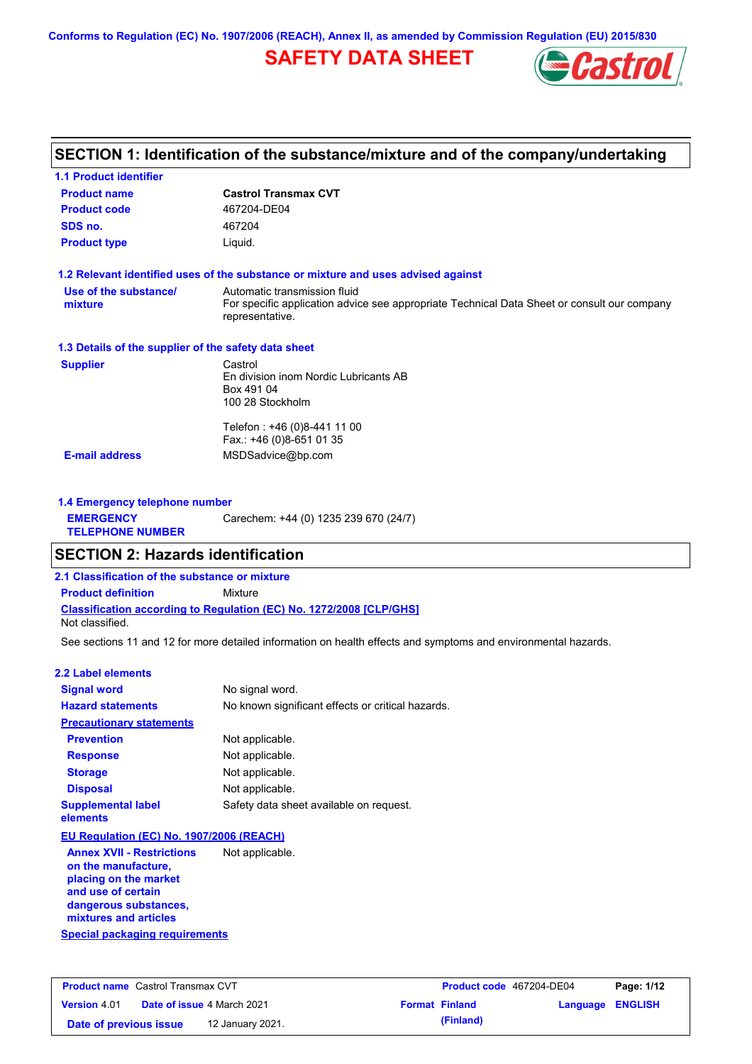Conforms to Regulation (EC) No. 1907/2006 (REACH), Annex II, as amended by Commission Regulation (EU) 2015/830

# SAFETY DATA SHEET

## SECTION 1: Identification of the substance/mixture and of the company/undertaking

### 1.1 Product identifier

| | |
|---|---|
| **Product name** | **Castrol Transmax CVT** |
| **Product code** | 467204-DE04 |
| **SDS no.** | 467204 |
| **Product type** | Liquid. |

### 1.2 Relevant identified uses of the substance or mixture and uses advised against

| | |
|---|---|
| **Use of the substance/ mixture** | Automatic transmission fluid<br>For specific application advice see appropriate Technical Data Sheet or consult our company representative. |

### 1.3 Details of the supplier of the safety data sheet

| | |
|---|---|
| **Supplier** | Castrol<br>En division inom Nordic Lubricants AB<br>Box 491 04<br>100 28 Stockholm<br><br>Telefon : +46 (0)8-441 11 00<br>Fax.: +46 (0)8-651 01 35 |
| **E-mail address** | MSDSadvice@bp.com |

### 1.4 Emergency telephone number

| | |
|---|---|
| **EMERGENCY TELEPHONE NUMBER** | Carechem: +44 (0) 1235 239 670 (24/7) |

## SECTION 2: Hazards identification

### 2.1 Classification of the substance or mixture

**Product definition** Mixture

**Classification according to Regulation (EC) No. 1272/2008 [CLP/GHS]**

Not classified.

See sections 11 and 12 for more detailed information on health effects and symptoms and environmental hazards.

### 2.2 Label elements

| | |
|---|---|
| **Signal word** | No signal word. |
| **Hazard statements** | No known significant effects or critical hazards. |
| **Precautionary statements** | |
| **Prevention** | Not applicable. |
| **Response** | Not applicable. |
| **Storage** | Not applicable. |
| **Disposal** | Not applicable. |
| **Supplemental label elements** | Safety data sheet available on request. |

**EU Regulation (EC) No. 1907/2006 (REACH)**

| | |
|---|---|
| **Annex XVII - Restrictions on the manufacture, placing on the market and use of certain dangerous substances, mixtures and articles** | Not applicable. |

**Special packaging requirements**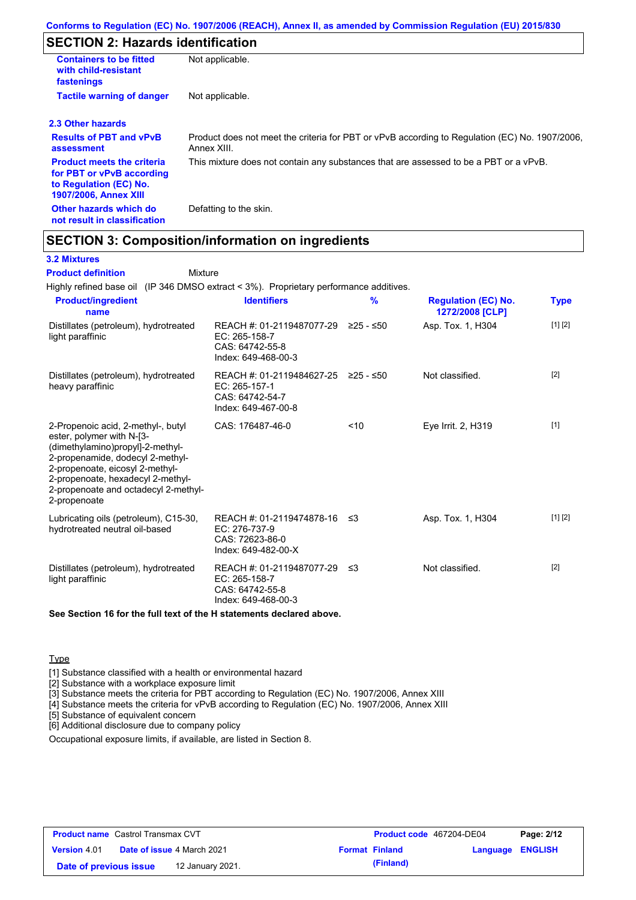## SECTION 2: Hazards identification

| | |
|---|---|
| **Containers to be fitted with child-resistant fastenings** | Not applicable. |
| **Tactile warning of danger** | Not applicable. |

### 2.3 Other hazards

| | |
|---|---|
| **Results of PBT and vPvB assessment** | Product does not meet the criteria for PBT or vPvB according to Regulation (EC) No. 1907/2006, Annex XIII. |
| **Product meets the criteria for PBT or vPvB according to Regulation (EC) No. 1907/2006, Annex XIII** | This mixture does not contain any substances that are assessed to be a PBT or a vPvB. |
| **Other hazards which do not result in classification** | Defatting to the skin. |

## SECTION 3: Composition/information on ingredients

### 3.2 Mixtures

**Product definition** Mixture

Highly refined base oil (IP 346 DMSO extract < 3%). Proprietary performance additives.

| Product/ingredient name | Identifiers | % | Regulation (EC) No. 1272/2008 [CLP] | Type |
|---|---|---|---|---|
| Distillates (petroleum), hydrotreated light paraffinic | REACH #: 01-2119487077-29<br>EC: 265-158-7<br>CAS: 64742-55-8<br>Index: 649-468-00-3 | ≥25 - ≤50 | Asp. Tox. 1, H304 | [1] [2] |
| Distillates (petroleum), hydrotreated heavy paraffinic | REACH #: 01-2119484627-25<br>EC: 265-157-1<br>CAS: 64742-54-7<br>Index: 649-467-00-8 | ≥25 - ≤50 | Not classified. | [2] |
| 2-Propenoic acid, 2-methyl-, butyl ester, polymer with N-[3-(dimethylamino)propyl]-2-methyl-2-propenamide, dodecyl 2-methyl-2-propenoate, eicosyl 2-methyl-2-propenoate, hexadecyl 2-methyl-2-propenoate and octadecyl 2-methyl-2-propenoate | CAS: 176487-46-0 | <10 | Eye Irrit. 2, H319 | [1] |
| Lubricating oils (petroleum), C15-30, hydrotreated neutral oil-based | REACH #: 01-2119474878-16<br>EC: 276-737-9<br>CAS: 72623-86-0<br>Index: 649-482-00-X | ≤3 | Asp. Tox. 1, H304 | [1] [2] |
| Distillates (petroleum), hydrotreated light paraffinic | REACH #: 01-2119487077-29<br>EC: 265-158-7<br>CAS: 64742-55-8<br>Index: 649-468-00-3 | ≤3 | Not classified. | [2] |

**See Section 16 for the full text of the H statements declared above.**

Type

[1] Substance classified with a health or environmental hazard
[2] Substance with a workplace exposure limit
[3] Substance meets the criteria for PBT according to Regulation (EC) No. 1907/2006, Annex XIII
[4] Substance meets the criteria for vPvB according to Regulation (EC) No. 1907/2006, Annex XIII
[5] Substance of equivalent concern
[6] Additional disclosure due to company policy

Occupational exposure limits, if available, are listed in Section 8.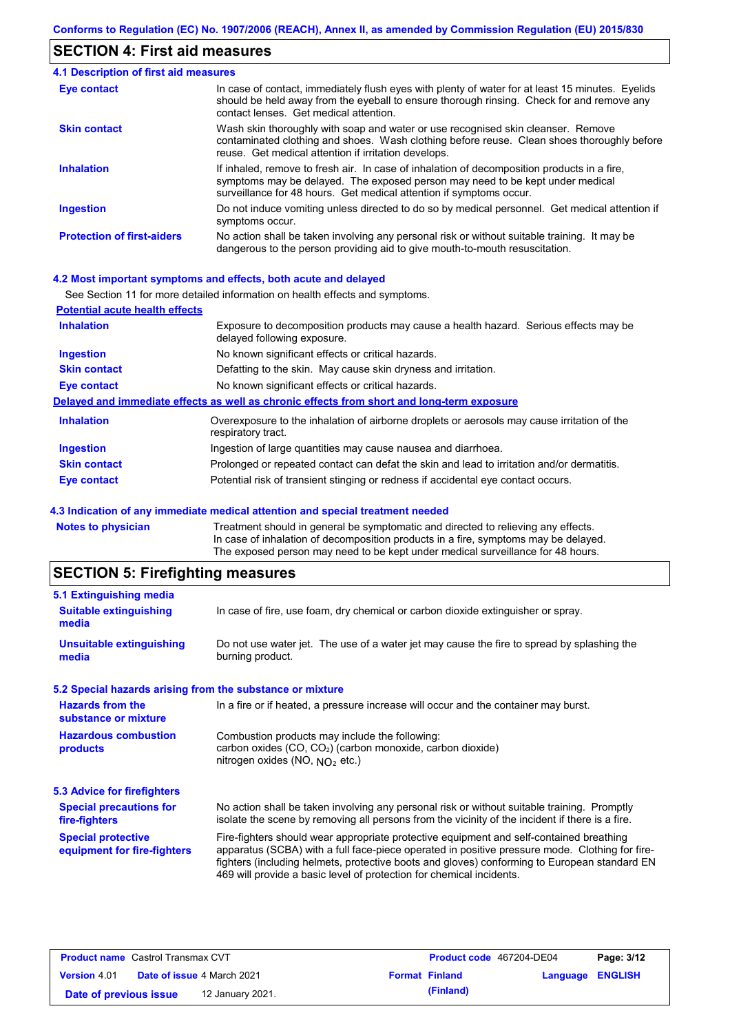## SECTION 4: First aid measures

### 4.1 Description of first aid measures

| | |
|---|---|
| **Eye contact** | In case of contact, immediately flush eyes with plenty of water for at least 15 minutes. Eyelids should be held away from the eyeball to ensure thorough rinsing. Check for and remove any contact lenses. Get medical attention. |
| **Skin contact** | Wash skin thoroughly with soap and water or use recognised skin cleanser. Remove contaminated clothing and shoes. Wash clothing before reuse. Clean shoes thoroughly before reuse. Get medical attention if irritation develops. |
| **Inhalation** | If inhaled, remove to fresh air. In case of inhalation of decomposition products in a fire, symptoms may be delayed. The exposed person may need to be kept under medical surveillance for 48 hours. Get medical attention if symptoms occur. |
| **Ingestion** | Do not induce vomiting unless directed to do so by medical personnel. Get medical attention if symptoms occur. |
| **Protection of first-aiders** | No action shall be taken involving any personal risk or without suitable training. It may be dangerous to the person providing aid to give mouth-to-mouth resuscitation. |

### 4.2 Most important symptoms and effects, both acute and delayed

See Section 11 for more detailed information on health effects and symptoms.

**Potential acute health effects**

| | |
|---|---|
| **Inhalation** | Exposure to decomposition products may cause a health hazard. Serious effects may be delayed following exposure. |
| **Ingestion** | No known significant effects or critical hazards. |
| **Skin contact** | Defatting to the skin. May cause skin dryness and irritation. |
| **Eye contact** | No known significant effects or critical hazards. |

**Delayed and immediate effects as well as chronic effects from short and long-term exposure**

| | |
|---|---|
| **Inhalation** | Overexposure to the inhalation of airborne droplets or aerosols may cause irritation of the respiratory tract. |
| **Ingestion** | Ingestion of large quantities may cause nausea and diarrhoea. |
| **Skin contact** | Prolonged or repeated contact can defat the skin and lead to irritation and/or dermatitis. |
| **Eye contact** | Potential risk of transient stinging or redness if accidental eye contact occurs. |

### 4.3 Indication of any immediate medical attention and special treatment needed

| | |
|---|---|
| **Notes to physician** | Treatment should in general be symptomatic and directed to relieving any effects. In case of inhalation of decomposition products in a fire, symptoms may be delayed. The exposed person may need to be kept under medical surveillance for 48 hours. |

## SECTION 5: Firefighting measures

### 5.1 Extinguishing media

| | |
|---|---|
| **Suitable extinguishing media** | In case of fire, use foam, dry chemical or carbon dioxide extinguisher or spray. |
| **Unsuitable extinguishing media** | Do not use water jet. The use of a water jet may cause the fire to spread by splashing the burning product. |

### 5.2 Special hazards arising from the substance or mixture

| | |
|---|---|
| **Hazards from the substance or mixture** | In a fire or if heated, a pressure increase will occur and the container may burst. |
| **Hazardous combustion products** | Combustion products may include the following: carbon oxides (CO, $CO_2$) (carbon monoxide, carbon dioxide) nitrogen oxides (NO, $NO_2$ etc.) |

### 5.3 Advice for firefighters

| | |
|---|---|
| **Special precautions for fire-fighters** | No action shall be taken involving any personal risk or without suitable training. Promptly isolate the scene by removing all persons from the vicinity of the incident if there is a fire. |
| **Special protective equipment for fire-fighters** | Fire-fighters should wear appropriate protective equipment and self-contained breathing apparatus (SCBA) with a full face-piece operated in positive pressure mode. Clothing for fire-fighters (including helmets, protective boots and gloves) conforming to European standard EN 469 will provide a basic level of protection for chemical incidents. |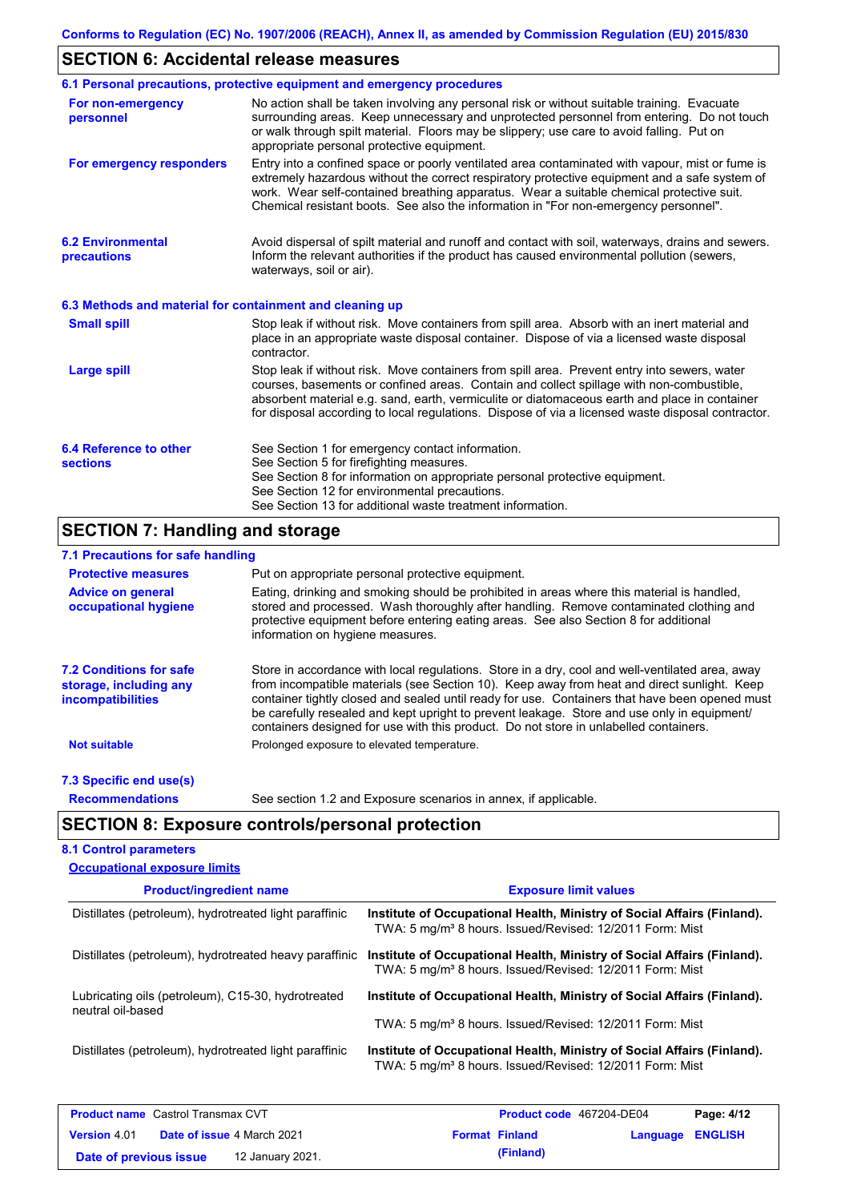## SECTION 6: Accidental release measures

### 6.1 Personal precautions, protective equipment and emergency procedures

**For non-emergency personnel**
No action shall be taken involving any personal risk or without suitable training. Evacuate surrounding areas. Keep unnecessary and unprotected personnel from entering. Do not touch or walk through spilt material. Floors may be slippery; use care to avoid falling. Put on appropriate personal protective equipment.

**For emergency responders**
Entry into a confined space or poorly ventilated area contaminated with vapour, mist or fume is extremely hazardous without the correct respiratory protective equipment and a safe system of work. Wear self-contained breathing apparatus. Wear a suitable chemical protective suit. Chemical resistant boots. See also the information in "For non-emergency personnel".

### 6.2 Environmental precautions

Avoid dispersal of spilt material and runoff and contact with soil, waterways, drains and sewers. Inform the relevant authorities if the product has caused environmental pollution (sewers, waterways, soil or air).

### 6.3 Methods and material for containment and cleaning up

**Small spill**
Stop leak if without risk. Move containers from spill area. Absorb with an inert material and place in an appropriate waste disposal container. Dispose of via a licensed waste disposal contractor.

**Large spill**
Stop leak if without risk. Move containers from spill area. Prevent entry into sewers, water courses, basements or confined areas. Contain and collect spillage with non-combustible, absorbent material e.g. sand, earth, vermiculite or diatomaceous earth and place in container for disposal according to local regulations. Dispose of via a licensed waste disposal contractor.

### 6.4 Reference to other sections

See Section 1 for emergency contact information.
See Section 5 for firefighting measures.
See Section 8 for information on appropriate personal protective equipment.
See Section 12 for environmental precautions.
See Section 13 for additional waste treatment information.

## SECTION 7: Handling and storage

### 7.1 Precautions for safe handling

**Protective measures**
Put on appropriate personal protective equipment.

**Advice on general occupational hygiene**
Eating, drinking and smoking should be prohibited in areas where this material is handled, stored and processed. Wash thoroughly after handling. Remove contaminated clothing and protective equipment before entering eating areas. See also Section 8 for additional information on hygiene measures.

### 7.2 Conditions for safe storage, including any incompatibilities

Store in accordance with local regulations. Store in a dry, cool and well-ventilated area, away from incompatible materials (see Section 10). Keep away from heat and direct sunlight. Keep container tightly closed and sealed until ready for use. Containers that have been opened must be carefully resealed and kept upright to prevent leakage. Store and use only in equipment/ containers designed for use with this product. Do not store in unlabelled containers.

**Not suitable**
Prolonged exposure to elevated temperature.

### 7.3 Specific end use(s)

**Recommendations**
See section 1.2 and Exposure scenarios in annex, if applicable.

## SECTION 8: Exposure controls/personal protection

### 8.1 Control parameters

**Occupational exposure limits**

| Product/ingredient name | Exposure limit values |
|---|---|
| Distillates (petroleum), hydrotreated light paraffinic | **Institute of Occupational Health, Ministry of Social Affairs (Finland).** TWA: 5 mg/m³ 8 hours. Issued/Revised: 12/2011 Form: Mist |
| Distillates (petroleum), hydrotreated heavy paraffinic | **Institute of Occupational Health, Ministry of Social Affairs (Finland).** TWA: 5 mg/m³ 8 hours. Issued/Revised: 12/2011 Form: Mist |
| Lubricating oils (petroleum), C15-30, hydrotreated neutral oil-based | **Institute of Occupational Health, Ministry of Social Affairs (Finland).** TWA: 5 mg/m³ 8 hours. Issued/Revised: 12/2011 Form: Mist |
| Distillates (petroleum), hydrotreated light paraffinic | **Institute of Occupational Health, Ministry of Social Affairs (Finland).** TWA: 5 mg/m³ 8 hours. Issued/Revised: 12/2011 Form: Mist |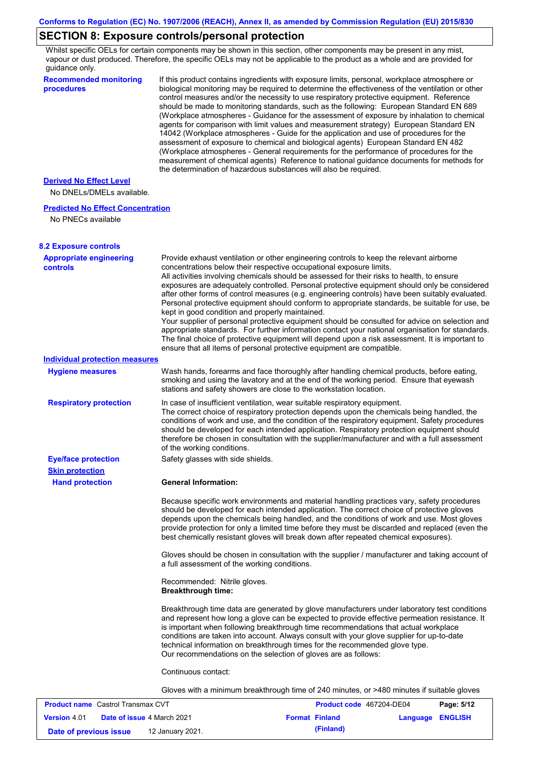## SECTION 8: Exposure controls/personal protection

Whilst specific OELs for certain components may be shown in this section, other components may be present in any mist, vapour or dust produced. Therefore, the specific OELs may not be applicable to the product as a whole and are provided for guidance only.

**Recommended monitoring procedures**

If this product contains ingredients with exposure limits, personal, workplace atmosphere or biological monitoring may be required to determine the effectiveness of the ventilation or other control measures and/or the necessity to use respiratory protective equipment. Reference should be made to monitoring standards, such as the following: European Standard EN 689 (Workplace atmospheres - Guidance for the assessment of exposure by inhalation to chemical agents for comparison with limit values and measurement strategy) European Standard EN 14042 (Workplace atmospheres - Guide for the application and use of procedures for the assessment of exposure to chemical and biological agents) European Standard EN 482 (Workplace atmospheres - General requirements for the performance of procedures for the measurement of chemical agents) Reference to national guidance documents for methods for the determination of hazardous substances will also be required.

**Derived No Effect Level**

No DNELs/DMELs available.

**Predicted No Effect Concentration**

No PNECs available

### 8.2 Exposure controls

**Appropriate engineering controls**

Provide exhaust ventilation or other engineering controls to keep the relevant airborne concentrations below their respective occupational exposure limits.
All activities involving chemicals should be assessed for their risks to health, to ensure exposures are adequately controlled. Personal protective equipment should only be considered after other forms of control measures (e.g. engineering controls) have been suitably evaluated. Personal protective equipment should conform to appropriate standards, be suitable for use, be kept in good condition and properly maintained.
Your supplier of personal protective equipment should be consulted for advice on selection and appropriate standards. For further information contact your national organisation for standards. The final choice of protective equipment will depend upon a risk assessment. It is important to ensure that all items of personal protective equipment are compatible.

**Individual protection measures**

**Hygiene measures**

Wash hands, forearms and face thoroughly after handling chemical products, before eating, smoking and using the lavatory and at the end of the working period. Ensure that eyewash stations and safety showers are close to the workstation location.

**Respiratory protection**

In case of insufficient ventilation, wear suitable respiratory equipment.
The correct choice of respiratory protection depends upon the chemicals being handled, the conditions of work and use, and the condition of the respiratory equipment. Safety procedures should be developed for each intended application. Respiratory protection equipment should therefore be chosen in consultation with the supplier/manufacturer and with a full assessment of the working conditions.

**Eye/face protection**

Safety glasses with side shields.

**Skin protection**

**Hand protection**

**General Information:**

Because specific work environments and material handling practices vary, safety procedures should be developed for each intended application. The correct choice of protective gloves depends upon the chemicals being handled, and the conditions of work and use. Most gloves provide protection for only a limited time before they must be discarded and replaced (even the best chemically resistant gloves will break down after repeated chemical exposures).

Gloves should be chosen in consultation with the supplier / manufacturer and taking account of a full assessment of the working conditions.

Recommended: Nitrile gloves.
**Breakthrough time:**

Breakthrough time data are generated by glove manufacturers under laboratory test conditions and represent how long a glove can be expected to provide effective permeation resistance. It is important when following breakthrough time recommendations that actual workplace conditions are taken into account. Always consult with your glove supplier for up-to-date technical information on breakthrough times for the recommended glove type.
Our recommendations on the selection of gloves are as follows:

Continuous contact:

Gloves with a minimum breakthrough time of 240 minutes, or >480 minutes if suitable gloves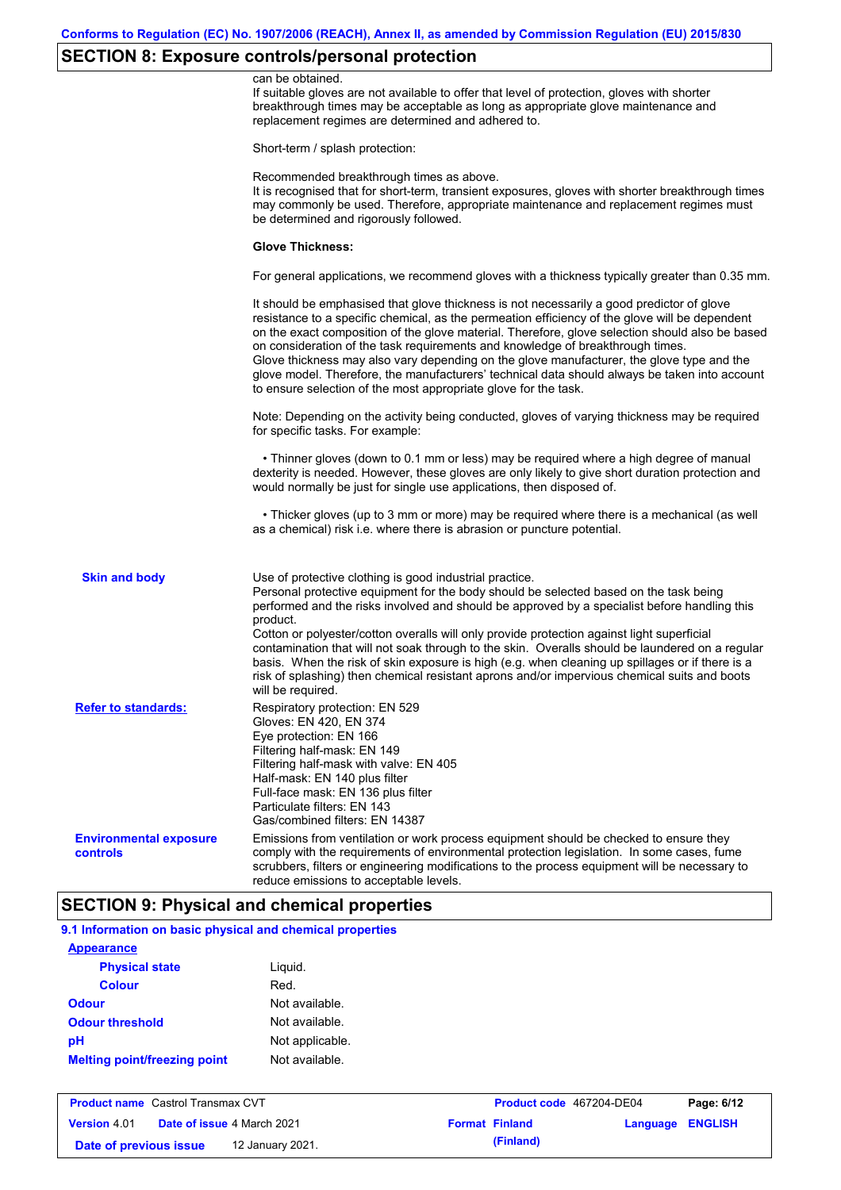## SECTION 8: Exposure controls/personal protection

can be obtained.
If suitable gloves are not available to offer that level of protection, gloves with shorter breakthrough times may be acceptable as long as appropriate glove maintenance and replacement regimes are determined and adhered to.

Short-term / splash protection:

Recommended breakthrough times as above.
It is recognised that for short-term, transient exposures, gloves with shorter breakthrough times may commonly be used. Therefore, appropriate maintenance and replacement regimes must be determined and rigorously followed.

**Glove Thickness:**

For general applications, we recommend gloves with a thickness typically greater than 0.35 mm.

It should be emphasised that glove thickness is not necessarily a good predictor of glove resistance to a specific chemical, as the permeation efficiency of the glove will be dependent on the exact composition of the glove material. Therefore, glove selection should also be based on consideration of the task requirements and knowledge of breakthrough times.
Glove thickness may also vary depending on the glove manufacturer, the glove type and the glove model. Therefore, the manufacturers' technical data should always be taken into account to ensure selection of the most appropriate glove for the task.

Note: Depending on the activity being conducted, gloves of varying thickness may be required for specific tasks. For example:

• Thinner gloves (down to 0.1 mm or less) may be required where a high degree of manual dexterity is needed. However, these gloves are only likely to give short duration protection and would normally be just for single use applications, then disposed of.

• Thicker gloves (up to 3 mm or more) may be required where there is a mechanical (as well as a chemical) risk i.e. where there is abrasion or puncture potential.

**Skin and body**

Use of protective clothing is good industrial practice.
Personal protective equipment for the body should be selected based on the task being performed and the risks involved and should be approved by a specialist before handling this product.
Cotton or polyester/cotton overalls will only provide protection against light superficial contamination that will not soak through to the skin. Overalls should be laundered on a regular basis. When the risk of skin exposure is high (e.g. when cleaning up spillages or if there is a risk of splashing) then chemical resistant aprons and/or impervious chemical suits and boots will be required.

**Refer to standards:**

Respiratory protection: EN 529
Gloves: EN 420, EN 374
Eye protection: EN 166
Filtering half-mask: EN 149
Filtering half-mask with valve: EN 405
Half-mask: EN 140 plus filter
Full-face mask: EN 136 plus filter
Particulate filters: EN 143
Gas/combined filters: EN 14387

**Environmental exposure controls**

Emissions from ventilation or work process equipment should be checked to ensure they comply with the requirements of environmental protection legislation. In some cases, fume scrubbers, filters or engineering modifications to the process equipment will be necessary to reduce emissions to acceptable levels.

## SECTION 9: Physical and chemical properties

### 9.1 Information on basic physical and chemical properties

**Appearance**

| | |
|---|---|
| **Physical state** | Liquid. |
| **Colour** | Red. |
| **Odour** | Not available. |
| **Odour threshold** | Not available. |
| **pH** | Not applicable. |
| **Melting point/freezing point** | Not available. |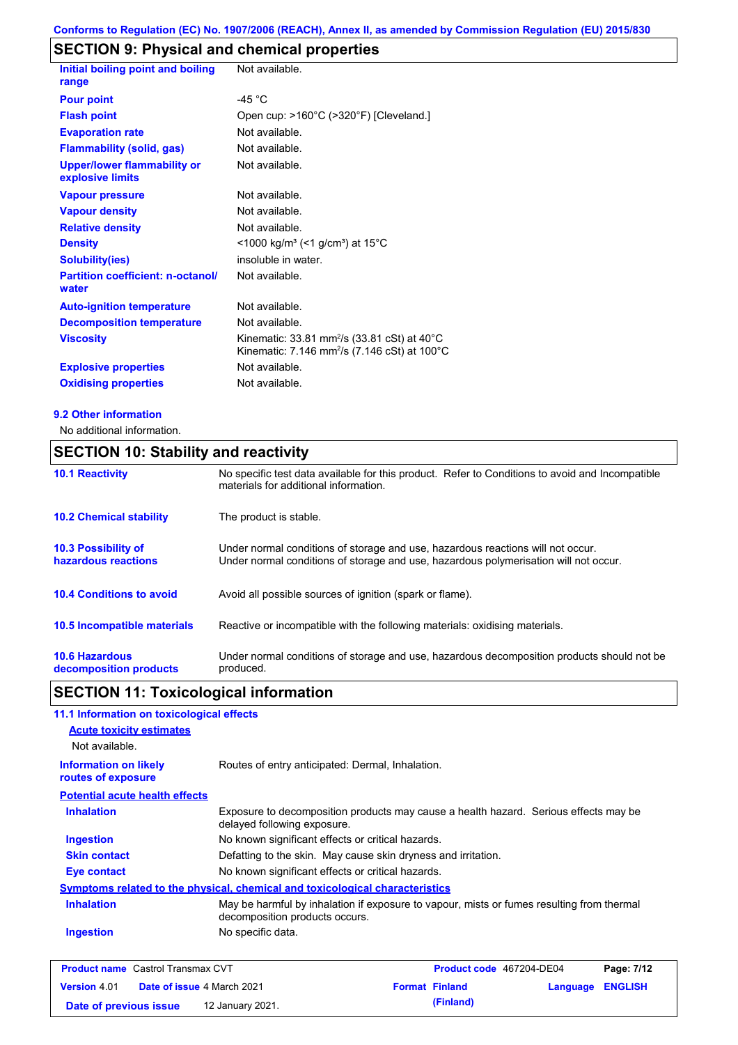Conforms to Regulation (EC) No. 1907/2006 (REACH), Annex II, as amended by Commission Regulation (EU) 2015/830

## SECTION 9: Physical and chemical properties

| | |
|---|---|
| **Initial boiling point and boiling range** | Not available. |
| **Pour point** | -45 °C |
| **Flash point** | Open cup: >160°C (>320°F) [Cleveland.] |
| **Evaporation rate** | Not available. |
| **Flammability (solid, gas)** | Not available. |
| **Upper/lower flammability or explosive limits** | Not available. |
| **Vapour pressure** | Not available. |
| **Vapour density** | Not available. |
| **Relative density** | Not available. |
| **Density** | <1000 kg/m³ (<1 g/cm³) at 15°C |
| **Solubility(ies)** | insoluble in water. |
| **Partition coefficient: n-octanol/water** | Not available. |
| **Auto-ignition temperature** | Not available. |
| **Decomposition temperature** | Not available. |
| **Viscosity** | Kinematic: 33.81 mm²/s (33.81 cSt) at 40°C<br>Kinematic: 7.146 mm²/s (7.146 cSt) at 100°C |
| **Explosive properties** | Not available. |
| **Oxidising properties** | Not available. |

### 9.2 Other information

No additional information.

## SECTION 10: Stability and reactivity

| | |
|---|---|
| **10.1 Reactivity** | No specific test data available for this product. Refer to Conditions to avoid and Incompatible materials for additional information. |
| **10.2 Chemical stability** | The product is stable. |
| **10.3 Possibility of hazardous reactions** | Under normal conditions of storage and use, hazardous reactions will not occur.<br>Under normal conditions of storage and use, hazardous polymerisation will not occur. |
| **10.4 Conditions to avoid** | Avoid all possible sources of ignition (spark or flame). |
| **10.5 Incompatible materials** | Reactive or incompatible with the following materials: oxidising materials. |
| **10.6 Hazardous decomposition products** | Under normal conditions of storage and use, hazardous decomposition products should not be produced. |

## SECTION 11: Toxicological information

### 11.1 Information on toxicological effects

**Acute toxicity estimates**

Not available.

| | |
|---|---|
| **Information on likely routes of exposure** | Routes of entry anticipated: Dermal, Inhalation. |

**Potential acute health effects**

| | |
|---|---|
| **Inhalation** | Exposure to decomposition products may cause a health hazard. Serious effects may be delayed following exposure. |
| **Ingestion** | No known significant effects or critical hazards. |
| **Skin contact** | Defatting to the skin. May cause skin dryness and irritation. |
| **Eye contact** | No known significant effects or critical hazards. |

**Symptoms related to the physical, chemical and toxicological characteristics**

| | |
|---|---|
| **Inhalation** | May be harmful by inhalation if exposure to vapour, mists or fumes resulting from thermal decomposition products occurs. |
| **Ingestion** | No specific data. |

| | | | |
|---|---|---|---|
| **Product name** Castrol Transmax CVT | | **Product code** 467204-DE04 | |
| **Version** 4.01 | **Date of issue** 4 March 2021 | **Format** Finland (Finland) | **Language** ENGLISH |
| **Date of previous issue** | 12 January 2021. | | |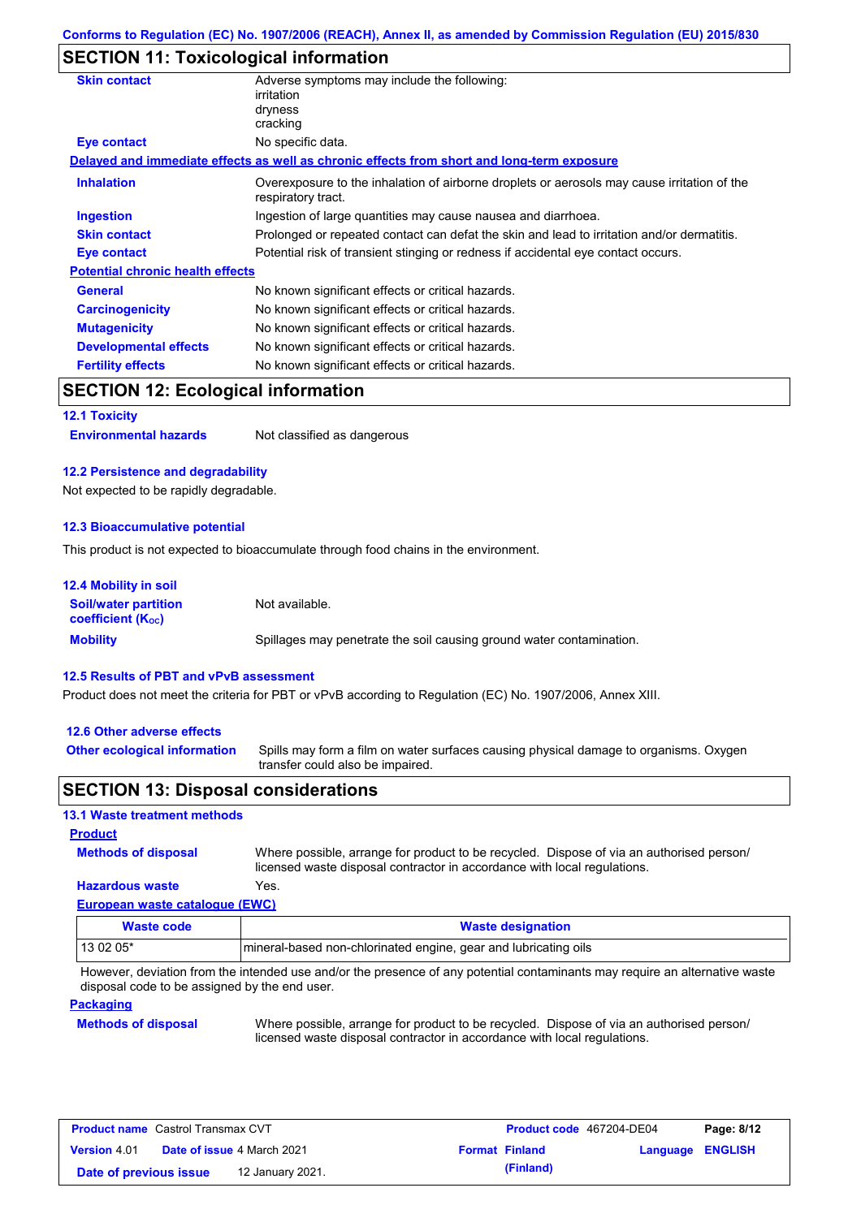Conforms to Regulation (EC) No. 1907/2006 (REACH), Annex II, as amended by Commission Regulation (EU) 2015/830

## SECTION 11: Toxicological information

**Skin contact** Adverse symptoms may include the following:
irritation
dryness
cracking

**Eye contact** No specific data.

**Delayed and immediate effects as well as chronic effects from short and long-term exposure**

**Inhalation** Overexposure to the inhalation of airborne droplets or aerosols may cause irritation of the respiratory tract.

**Ingestion** Ingestion of large quantities may cause nausea and diarrhoea.

**Skin contact** Prolonged or repeated contact can defat the skin and lead to irritation and/or dermatitis.

**Eye contact** Potential risk of transient stinging or redness if accidental eye contact occurs.

**Potential chronic health effects**

**General** No known significant effects or critical hazards.

**Carcinogenicity** No known significant effects or critical hazards.

**Mutagenicity** No known significant effects or critical hazards.

**Developmental effects** No known significant effects or critical hazards.

**Fertility effects** No known significant effects or critical hazards.

## SECTION 12: Ecological information

### 12.1 Toxicity

**Environmental hazards** Not classified as dangerous

### 12.2 Persistence and degradability

Not expected to be rapidly degradable.

### 12.3 Bioaccumulative potential

This product is not expected to bioaccumulate through food chains in the environment.

### 12.4 Mobility in soil

**Soil/water partition coefficient ($K_{OC}$)** Not available.

**Mobility** Spillages may penetrate the soil causing ground water contamination.

### 12.5 Results of PBT and vPvB assessment

Product does not meet the criteria for PBT or vPvB according to Regulation (EC) No. 1907/2006, Annex XIII.

### 12.6 Other adverse effects

**Other ecological information** Spills may form a film on water surfaces causing physical damage to organisms. Oxygen transfer could also be impaired.

## SECTION 13: Disposal considerations

### 13.1 Waste treatment methods

**Product**

**Methods of disposal** Where possible, arrange for product to be recycled. Dispose of via an authorised person/ licensed waste disposal contractor in accordance with local regulations.

**Hazardous waste** Yes.

**European waste catalogue (EWC)**

| Waste code | Waste designation |
|---|---|
| 13 02 05* | mineral-based non-chlorinated engine, gear and lubricating oils |

However, deviation from the intended use and/or the presence of any potential contaminants may require an alternative waste disposal code to be assigned by the end user.

**Packaging**

**Methods of disposal** Where possible, arrange for product to be recycled. Dispose of via an authorised person/ licensed waste disposal contractor in accordance with local regulations.

| **Product name** Castrol Transmax CVT | **Product code** 467204-DE04 | **Page: 8/12** |
|---|---|---|
| **Version** 4.01 **Date of issue** 4 March 2021 | **Format Finland (Finland)** | **Language ENGLISH** |
| **Date of previous issue** 12 January 2021. | | |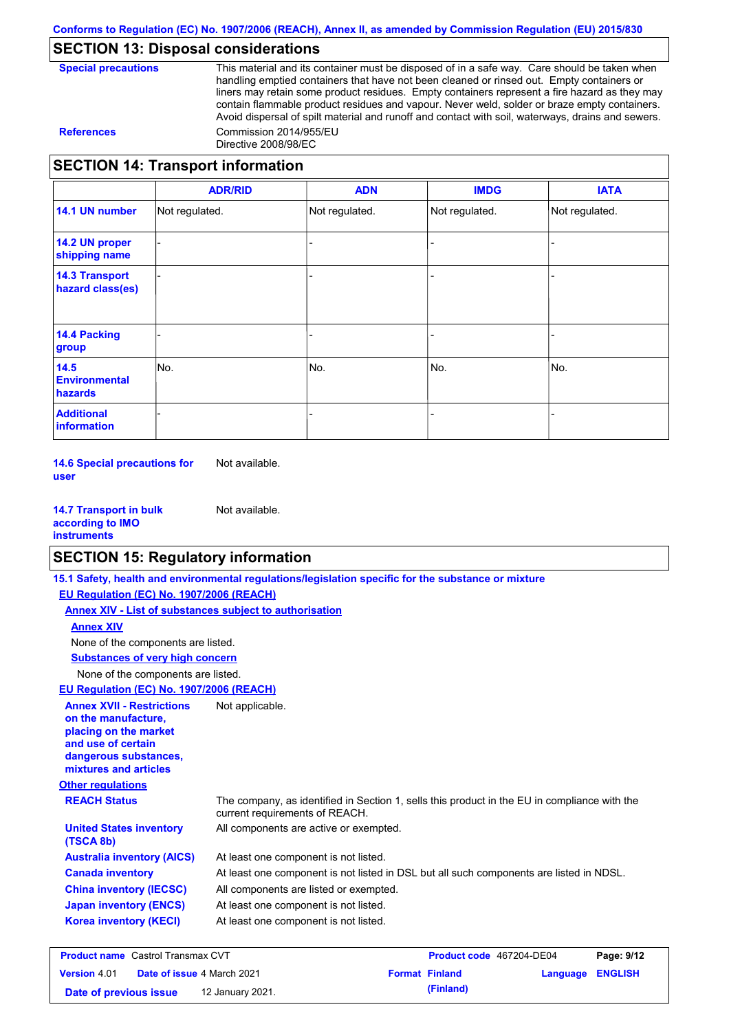Conforms to Regulation (EC) No. 1907/2006 (REACH), Annex II, as amended by Commission Regulation (EU) 2015/830

## SECTION 13: Disposal considerations

**Special precautions**
This material and its container must be disposed of in a safe way. Care should be taken when handling emptied containers that have not been cleaned or rinsed out. Empty containers or liners may retain some product residues. Empty containers represent a fire hazard as they may contain flammable product residues and vapour. Never weld, solder or braze empty containers. Avoid dispersal of spilt material and runoff and contact with soil, waterways, drains and sewers.

**References**
Commission 2014/955/EU
Directive 2008/98/EC

## SECTION 14: Transport information

| | ADR/RID | ADN | IMDG | IATA |
|---|---|---|---|---|
| **14.1 UN number** | Not regulated. | Not regulated. | Not regulated. | Not regulated. |
| **14.2 UN proper shipping name** | - | - | - | - |
| **14.3 Transport hazard class(es)** | - | - | - | - |
| **14.4 Packing group** | - | - | - | - |
| **14.5 Environmental hazards** | No. | No. | No. | No. |
| **Additional information** | - | - | - | - |

**14.6 Special precautions for user**
Not available.

**14.7 Transport in bulk according to IMO instruments**
Not available.

## SECTION 15: Regulatory information

**15.1 Safety, health and environmental regulations/legislation specific for the substance or mixture**

**EU Regulation (EC) No. 1907/2006 (REACH)**

**Annex XIV - List of substances subject to authorisation**

**Annex XIV**

None of the components are listed.

**Substances of very high concern**

None of the components are listed.

**EU Regulation (EC) No. 1907/2006 (REACH)**

**Annex XVII - Restrictions on the manufacture, placing on the market and use of certain dangerous substances, mixtures and articles**
Not applicable.

**Other regulations**

**REACH Status**
The company, as identified in Section 1, sells this product in the EU in compliance with the current requirements of REACH.

**United States inventory (TSCA 8b)**
All components are active or exempted.

**Australia inventory (AICS)**
At least one component is not listed.

**Canada inventory**
At least one component is not listed in DSL but all such components are listed in NDSL.

**China inventory (IECSC)**
All components are listed or exempted.

**Japan inventory (ENCS)**
At least one component is not listed.

**Korea inventory (KECI)**
At least one component is not listed.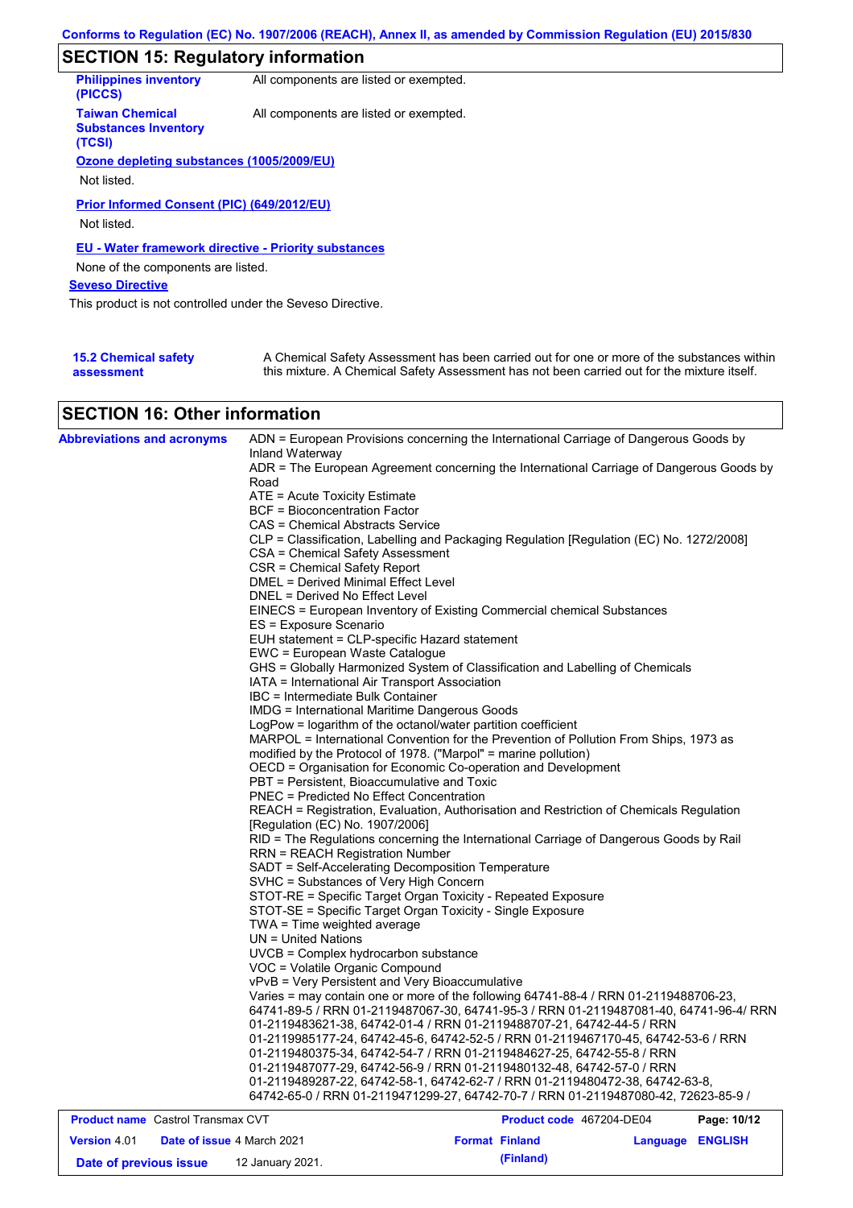## SECTION 15: Regulatory information

**Philippines inventory (PICCS)** All components are listed or exempted.

**Taiwan Chemical Substances Inventory (TCSI)** All components are listed or exempted.

**Ozone depleting substances (1005/2009/EU)**

Not listed.

**Prior Informed Consent (PIC) (649/2012/EU)**

Not listed.

**EU - Water framework directive - Priority substances**

None of the components are listed.

**Seveso Directive**

This product is not controlled under the Seveso Directive.

**15.2 Chemical safety assessment** A Chemical Safety Assessment has been carried out for one or more of the substances within this mixture. A Chemical Safety Assessment has not been carried out for the mixture itself.

## SECTION 16: Other information

**Abbreviations and acronyms**

ADN = European Provisions concerning the International Carriage of Dangerous Goods by Inland Waterway
ADR = The European Agreement concerning the International Carriage of Dangerous Goods by Road
ATE = Acute Toxicity Estimate
BCF = Bioconcentration Factor
CAS = Chemical Abstracts Service
CLP = Classification, Labelling and Packaging Regulation [Regulation (EC) No. 1272/2008]
CSA = Chemical Safety Assessment
CSR = Chemical Safety Report
DMEL = Derived Minimal Effect Level
DNEL = Derived No Effect Level
EINECS = European Inventory of Existing Commercial chemical Substances
ES = Exposure Scenario
EUH statement = CLP-specific Hazard statement
EWC = European Waste Catalogue
GHS = Globally Harmonized System of Classification and Labelling of Chemicals
IATA = International Air Transport Association
IBC = Intermediate Bulk Container
IMDG = International Maritime Dangerous Goods
LogPow = logarithm of the octanol/water partition coefficient
MARPOL = International Convention for the Prevention of Pollution From Ships, 1973 as modified by the Protocol of 1978. ("Marpol" = marine pollution)
OECD = Organisation for Economic Co-operation and Development
PBT = Persistent, Bioaccumulative and Toxic
PNEC = Predicted No Effect Concentration
REACH = Registration, Evaluation, Authorisation and Restriction of Chemicals Regulation [Regulation (EC) No. 1907/2006]
RID = The Regulations concerning the International Carriage of Dangerous Goods by Rail
RRN = REACH Registration Number
SADT = Self-Accelerating Decomposition Temperature
SVHC = Substances of Very High Concern
STOT-RE = Specific Target Organ Toxicity - Repeated Exposure
STOT-SE = Specific Target Organ Toxicity - Single Exposure
TWA = Time weighted average
UN = United Nations
UVCB = Complex hydrocarbon substance
VOC = Volatile Organic Compound
vPvB = Very Persistent and Very Bioaccumulative
Varies = may contain one or more of the following 64741-88-4 / RRN 01-2119488706-23, 64741-89-5 / RRN 01-2119487067-30, 64741-95-3 / RRN 01-2119487081-40, 64741-96-4/ RRN 01-2119483621-38, 64742-01-4 / RRN 01-2119488707-21, 64742-44-5 / RRN 01-2119985177-24, 64742-45-6, 64742-52-5 / RRN 01-2119467170-45, 64742-53-6 / RRN 01-2119480375-34, 64742-54-7 / RRN 01-2119484627-25, 64742-55-8 / RRN 01-2119487077-29, 64742-56-9 / RRN 01-2119480132-48, 64742-57-0 / RRN 01-2119489287-22, 64742-58-1, 64742-62-7 / RRN 01-2119480472-38, 64742-63-8, 64742-65-0 / RRN 01-2119471299-27, 64742-70-7 / RRN 01-2119487080-42, 72623-85-9 /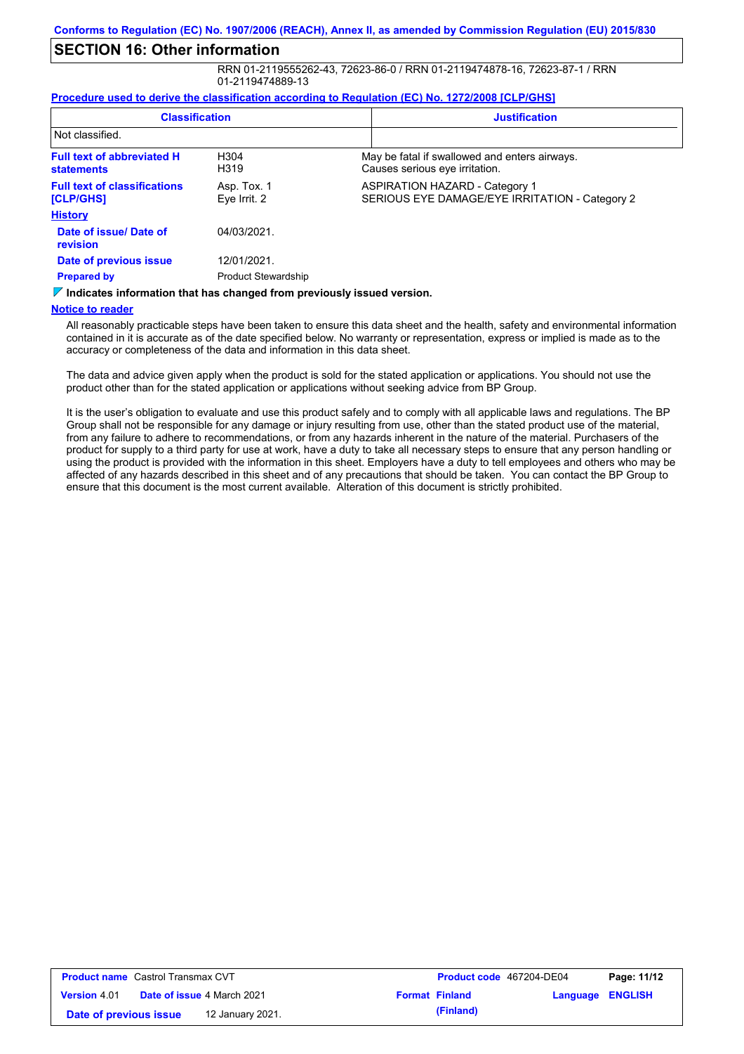Conforms to Regulation (EC) No. 1907/2006 (REACH), Annex II, as amended by Commission Regulation (EU) 2015/830

## SECTION 16: Other information

RRN 01-2119555262-43, 72623-86-0 / RRN 01-2119474878-16, 72623-87-1 / RRN 01-2119474889-13

**Procedure used to derive the classification according to Regulation (EC) No. 1272/2008 [CLP/GHS]**

| Classification | Justification |
|---|---|
| Not classified. | |

**Full text of abbreviated H statements**

H304 May be fatal if swallowed and enters airways.
H319 Causes serious eye irritation.

**Full text of classifications [CLP/GHS]**

Asp. Tox. 1 ASPIRATION HAZARD - Category 1
Eye Irrit. 2 SERIOUS EYE DAMAGE/EYE IRRITATION - Category 2

**History**

**Date of issue/ Date of revision** 04/03/2021.

**Date of previous issue** 12/01/2021.

**Prepared by** Product Stewardship

**Indicates information that has changed from previously issued version.**

**Notice to reader**

All reasonably practicable steps have been taken to ensure this data sheet and the health, safety and environmental information contained in it is accurate as of the date specified below. No warranty or representation, express or implied is made as to the accuracy or completeness of the data and information in this data sheet.

The data and advice given apply when the product is sold for the stated application or applications. You should not use the product other than for the stated application or applications without seeking advice from BP Group.

It is the user's obligation to evaluate and use this product safely and to comply with all applicable laws and regulations. The BP Group shall not be responsible for any damage or injury resulting from use, other than the stated product use of the material, from any failure to adhere to recommendations, or from any hazards inherent in the nature of the material. Purchasers of the product for supply to a third party for use at work, have a duty to take all necessary steps to ensure that any person handling or using the product is provided with the information in this sheet. Employers have a duty to tell employees and others who may be affected of any hazards described in this sheet and of any precautions that should be taken. You can contact the BP Group to ensure that this document is the most current available. Alteration of this document is strictly prohibited.

| **Product name** Castrol Transmax CVT | **Product code** 467204-DE04 | **Page: 11/12** |
|---|---|---|
| **Version** 4.01 **Date of issue** 4 March 2021 | **Format Finland (Finland)** | **Language ENGLISH** |
| **Date of previous issue** 12 January 2021. | | |